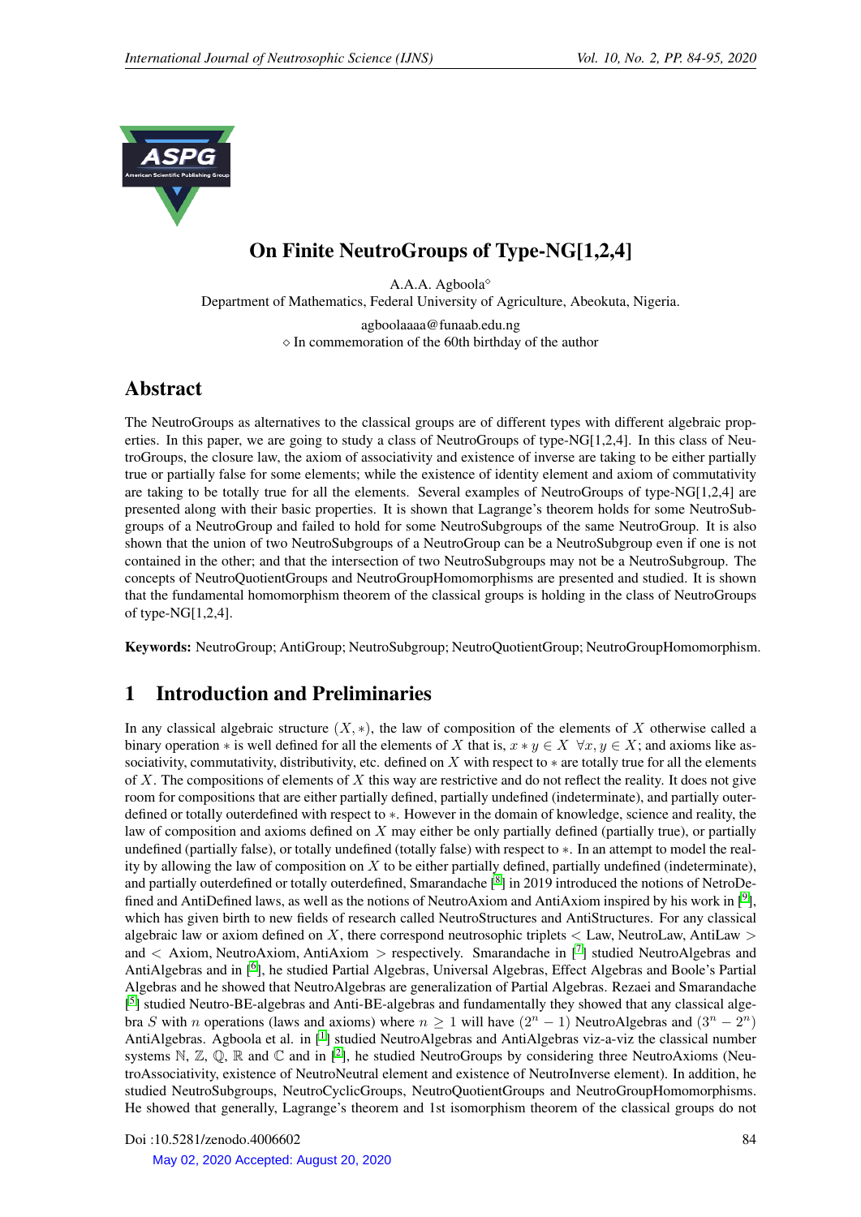# On Finite NeutroGroups of Type-NG[1,2,4]

A.A.A. Agboola[⋄]

Department of Mathematics, Federal University of Agriculture, Abeokuta, Nigeria.

agboolaaaa@funaab.edu.ng

⋄ In commemoration of the 60th birthday of the author

## Abstract

The NeutroGroups as alternatives to the classical groups are of different types with different algebraic properties. In this paper, we are going to study a class of NeutroGroups of type-NG[1,2,4]. In this class of NeutroGroups, the closure law, the axiom of associativity and existence of inverse are taking to be either partially true or partially false for some elements; while the existence of identity element and axiom of commutativity are taking to be totally true for all the elements. Several examples of NeutroGroups of type-NG[1,2,4] are presented along with their basic properties. It is shown that Lagrange's theorem holds for some NeutroSubgroups of a NeutroGroup and failed to hold for some NeutroSubgroups of the same NeutroGroup. It is also shown that the union of two NeutroSubgroups of a NeutroGroup can be a NeutroSubgroup even if one is not contained in the other; and that the intersection of two NeutroSubgroups may not be a NeutroSubgroup. The concepts of NeutroQuotientGroups and NeutroGroupHomomorphisms are presented and studied. It is shown that the fundamental homomorphism theorem of the classical groups is holding in the class of NeutroGroups of type-NG[1,2,4].

**Keywords:** NeutroGroup; AntiGroup; NeutroSubgroup; NeutroQuotientGroup; NeutroGroupHomomorphism.

## 1 Introduction and Preliminaries

In any classical algebraic structure $(X, *)$, the law of composition of the elements of $X$ otherwise called a binary operation $*$ is well defined for all the elements of $X$ that is, $x * y \in X \ \forall x, y \in X$; and axioms like associativity, commutativity, distributivity, etc. defined on $X$ with respect to $*$ are totally true for all the elements of $X$. The compositions of elements of $X$ this way are restrictive and do not reflect the reality. It does not give room for compositions that are either partially defined, partially undefined (indeterminate), and partially outer-defined or totally outerdefined with respect to $*$. However in the domain of knowledge, science and reality, the law of composition and axioms defined on $X$ may either be only partially defined (partially true), or partially undefined (partially false), or totally undefined (totally false) with respect to $*$. In an attempt to model the reality by allowing the law of composition on $X$ to be either partially defined, partially undefined (indeterminate), and partially outerdefined or totally outerdefined, Smarandache [8] in 2019 introduced the notions of NetroDefined and AntiDefined laws, as well as the notions of NeutroAxiom and AntiAxiom inspired by his work in [9], which has given birth to new fields of research called NeutroStructures and AntiStructures. For any classical algebraic law or axiom defined on $X$, there correspond neutrosophic triplets $<$ Law, NeutroLaw, AntiLaw $>$ and $<$ Axiom, NeutroAxiom, AntiAxiom $>$ respectively. Smarandache in [7] studied NeutroAlgebras and AntiAlgebras and in [6], he studied Partial Algebras, Universal Algebras, Effect Algebras and Boole's Partial Algebras and he showed that NeutroAlgebras are generalization of Partial Algebras. Rezaei and Smarandache [5] studied Neutro-BE-algebras and Anti-BE-algebras and fundamentally they showed that any classical algebra $S$ with $n$ operations (laws and axioms) where $n \geq 1$ will have $(2^n - 1)$ NeutroAlgebras and $(3^n - 2^n)$ AntiAlgebras. Agboola et al. in [1] studied NeutroAlgebras and AntiAlgebras viz-a-viz the classical number systems $\mathbb{N}$, $\mathbb{Z}$, $\mathbb{Q}$, $\mathbb{R}$ and $\mathbb{C}$ and in [2], he studied NeutroGroups by considering three NeutroAxioms (NeutroAssociativity, existence of NeutroNeutral element and existence of NeutroInverse element). In addition, he studied NeutroSubgroups, NeutroCyclicGroups, NeutroQuotientGroups and NeutroGroupHomomorphisms. He showed that generally, Lagrange's theorem and 1st isomorphism theorem of the classical groups do not

Doi :10.5281/zenodo.4006602

May 02, 2020 Accepted: August 20, 2020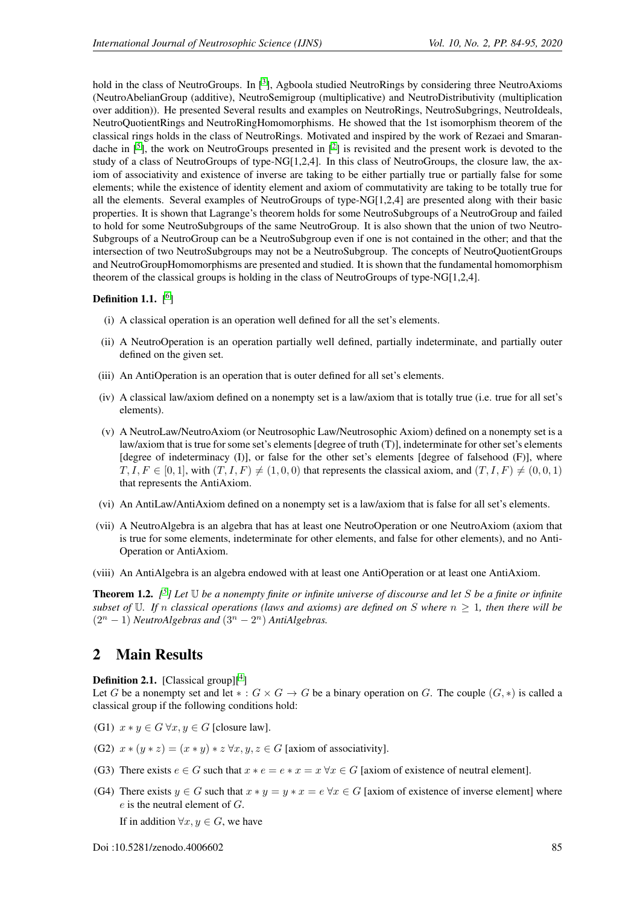hold in the class of NeutroGroups. In [3], Agboola studied NeutroRings by considering three NeutroAxioms (NeutroAbelianGroup (additive), NeutroSemigroup (multiplicative) and NeutroDistributivity (multiplication over addition)). He presented Several results and examples on NeutroRings, NeutroSubgrings, NeutroIdeals, NeutroQuotientRings and NeutroRingHomomorphisms. He showed that the 1st isomorphism theorem of the classical rings holds in the class of NeutroRings. Motivated and inspired by the work of Rezaei and Smarandache in [5], the work on NeutroGroups presented in [2] is revisited and the present work is devoted to the study of a class of NeutroGroups of type-NG[1,2,4]. In this class of NeutroGroups, the closure law, the axiom of associativity and existence of inverse are taking to be either partially true or partially false for some elements; while the existence of identity element and axiom of commutativity are taking to be totally true for all the elements. Several examples of NeutroGroups of type-NG[1,2,4] are presented along with their basic properties. It is shown that Lagrange's theorem holds for some NeutroSubgroups of a NeutroGroup and failed to hold for some NeutroSubgroups of the same NeutroGroup. It is also shown that the union of two NeutroSubgroups of a NeutroGroup can be a NeutroSubgroup even if one is not contained in the other; and that the intersection of two NeutroSubgroups may not be a NeutroSubgroup. The concepts of NeutroQuotientGroups and NeutroGroupHomomorphisms are presented and studied. It is shown that the fundamental homomorphism theorem of the classical groups is holding in the class of NeutroGroups of type-NG[1,2,4].

**Definition 1.1.** [6]

- (i) A classical operation is an operation well defined for all the set's elements.
- (ii) A NeutroOperation is an operation partially well defined, partially indeterminate, and partially outer defined on the given set.
- (iii) An AntiOperation is an operation that is outer defined for all set's elements.
- (iv) A classical law/axiom defined on a nonempty set is a law/axiom that is totally true (i.e. true for all set's elements).
- (v) A NeutroLaw/NeutroAxiom (or Neutrosophic Law/Neutrosophic Axiom) defined on a nonempty set is a law/axiom that is true for some set's elements [degree of truth (T)], indeterminate for other set's elements [degree of indeterminacy (I)], or false for the other set's elements [degree of falsehood (F)], where $T, I, F \in [0, 1]$, with $(T, I, F) \neq (1, 0, 0)$ that represents the classical axiom, and $(T, I, F) \neq (0, 0, 1)$ that represents the AntiAxiom.
- (vi) An AntiLaw/AntiAxiom defined on a nonempty set is a law/axiom that is false for all set's elements.
- (vii) A NeutroAlgebra is an algebra that has at least one NeutroOperation or one NeutroAxiom (axiom that is true for some elements, indeterminate for other elements, and false for other elements), and no AntiOperation or AntiAxiom.
- (viii) An AntiAlgebra is an algebra endowed with at least one AntiOperation or at least one AntiAxiom.

**Theorem 1.2.** *[5] Let $\mathbb{U}$ be a nonempty finite or infinite universe of discourse and let $S$ be a finite or infinite subset of $\mathbb{U}$. If $n$ classical operations (laws and axioms) are defined on $S$ where $n \geq 1$, then there will be $(2^n - 1)$ NeutroAlgebras and $(3^n - 2^n)$ AntiAlgebras.*

## 2 Main Results

**Definition 2.1.** [Classical group][4]
Let $G$ be a nonempty set and let $* : G \times G \to G$ be a binary operation on $G$. The couple $(G, *)$ is called a classical group if the following conditions hold:

- (G1) $x * y \in G \; \forall x, y \in G$ [closure law].
- (G2) $x * (y * z) = (x * y) * z \; \forall x, y, z \in G$ [axiom of associativity].
- (G3) There exists $e \in G$ such that $x * e = e * x = x \; \forall x \in G$ [axiom of existence of neutral element].
- (G4) There exists $y \in G$ such that $x * y = y * x = e \; \forall x \in G$ [axiom of existence of inverse element] where $e$ is the neutral element of $G$.

  If in addition $\forall x, y \in G$, we have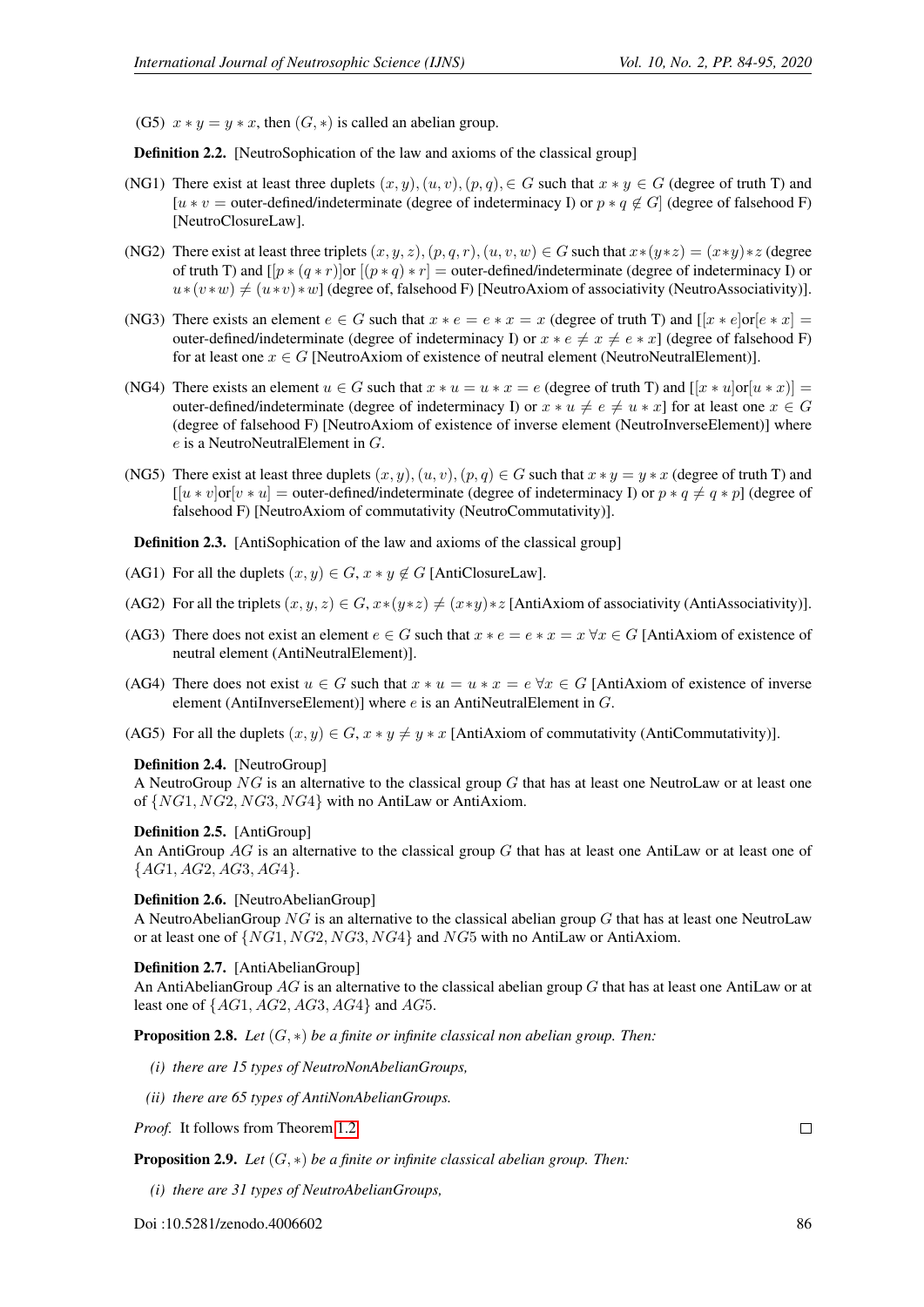(G5) $x * y = y * x$, then $(G, *)$ is called an abelian group.

**Definition 2.2.** [NeutroSophication of the law and axioms of the classical group]

(NG1) There exist at least three duplets $(x, y), (u, v), (p, q), \in G$ such that $x * y \in G$ (degree of truth T) and $[u * v =$ outer-defined/indeterminate (degree of indeterminacy I) or $p * q \notin G]$ (degree of falsehood F) [NeutroClosureLaw].

(NG2) There exist at least three triplets $(x, y, z), (p, q, r), (u, v, w) \in G$ such that $x*(y*z) = (x*y)*z$ (degree of truth T) and $[[p * (q * r)]$or $[(p * q) * r] =$ outer-defined/indeterminate (degree of indeterminacy I) or $u*(v*w) \neq (u*v)*w]$ (degree of, falsehood F) [NeutroAxiom of associativity (NeutroAssociativity)].

(NG3) There exists an element $e \in G$ such that $x * e = e * x = x$ (degree of truth T) and $[[x * e]$or$[e * x] =$ outer-defined/indeterminate (degree of indeterminacy I) or $x * e \neq x \neq e * x]$ (degree of falsehood F) for at least one $x \in G$ [NeutroAxiom of existence of neutral element (NeutroNeutralElement)].

(NG4) There exists an element $u \in G$ such that $x * u = u * x = e$ (degree of truth T) and $[[x * u]$or$[u * x)] =$ outer-defined/indeterminate (degree of indeterminacy I) or $x * u \neq e \neq u * x]$ for at least one $x \in G$ (degree of falsehood F) [NeutroAxiom of existence of inverse element (NeutroInverseElement)] where $e$ is a NeutroNeutralElement in $G$.

(NG5) There exist at least three duplets $(x, y), (u, v), (p, q) \in G$ such that $x * y = y * x$ (degree of truth T) and $[[u * v]$or$[v * u] =$ outer-defined/indeterminate (degree of indeterminacy I) or $p * q \neq q * p]$ (degree of falsehood F) [NeutroAxiom of commutativity (NeutroCommutativity)].

**Definition 2.3.** [AntiSophication of the law and axioms of the classical group]

(AG1) For all the duplets $(x, y) \in G$, $x * y \notin G$ [AntiClosureLaw].

(AG2) For all the triplets $(x, y, z) \in G$, $x*(y*z) \neq (x*y)*z$ [AntiAxiom of associativity (AntiAssociativity)].

(AG3) There does not exist an element $e \in G$ such that $x * e = e * x = x \; \forall x \in G$ [AntiAxiom of existence of neutral element (AntiNeutralElement)].

(AG4) There does not exist $u \in G$ such that $x * u = u * x = e \; \forall x \in G$ [AntiAxiom of existence of inverse element (AntiInverseElement)] where $e$ is an AntiNeutralElement in $G$.

(AG5) For all the duplets $(x, y) \in G$, $x * y \neq y * x$ [AntiAxiom of commutativity (AntiCommutativity)].

**Definition 2.4.** [NeutroGroup]
A NeutroGroup $NG$ is an alternative to the classical group $G$ that has at least one NeutroLaw or at least one of $\{NG1, NG2, NG3, NG4\}$ with no AntiLaw or AntiAxiom.

**Definition 2.5.** [AntiGroup]
An AntiGroup $AG$ is an alternative to the classical group $G$ that has at least one AntiLaw or at least one of $\{AG1, AG2, AG3, AG4\}$.

**Definition 2.6.** [NeutroAbelianGroup]
A NeutroAbelianGroup $NG$ is an alternative to the classical abelian group $G$ that has at least one NeutroLaw or at least one of $\{NG1, NG2, NG3, NG4\}$ and $NG5$ with no AntiLaw or AntiAxiom.

**Definition 2.7.** [AntiAbelianGroup]
An AntiAbelianGroup $AG$ is an alternative to the classical abelian group $G$ that has at least one AntiLaw or at least one of $\{AG1, AG2, AG3, AG4\}$ and $AG5$.

**Proposition 2.8.** *Let $(G, *)$ be a finite or infinite classical non abelian group. Then:*

*(i) there are 15 types of NeutroNonAbelianGroups,*

*(ii) there are 65 types of AntiNonAbelianGroups.*

*Proof.* It follows from Theorem 1.2. ☐

**Proposition 2.9.** *Let $(G, *)$ be a finite or infinite classical abelian group. Then:*

*(i) there are 31 types of NeutroAbelianGroups,*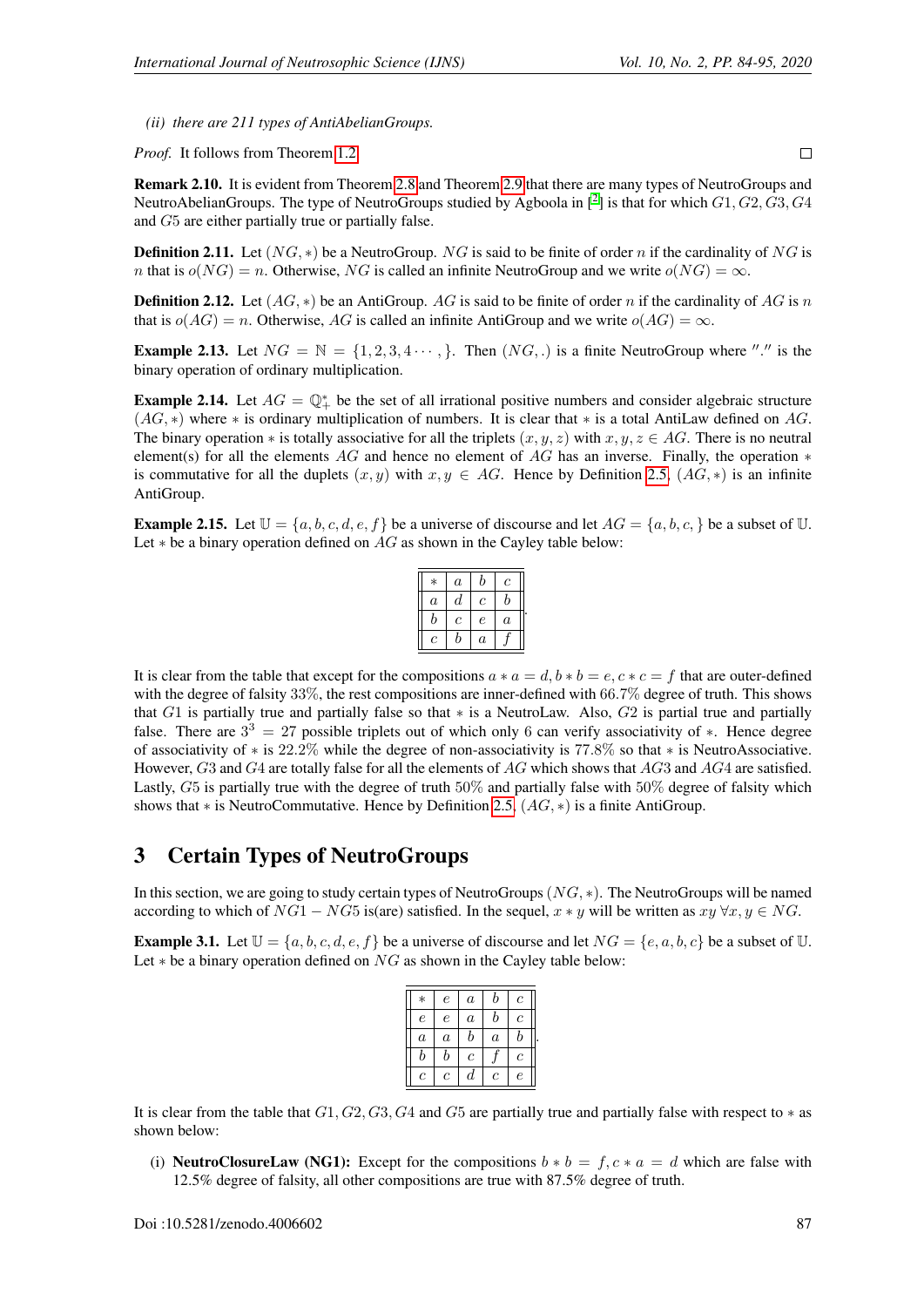*(ii) there are 211 types of AntiAbelianGroups.*

*Proof.* It follows from Theorem 1.2. □

**Remark 2.10.** It is evident from Theorem 2.8 and Theorem 2.9 that there are many types of NeutroGroups and NeutroAbelianGroups. The type of NeutroGroups studied by Agboola in [2] is that for which $G1, G2, G3, G4$ and $G5$ are either partially true or partially false.

**Definition 2.11.** Let $(NG, *)$ be a NeutroGroup. $NG$ is said to be finite of order $n$ if the cardinality of $NG$ is $n$ that is $o(NG) = n$. Otherwise, $NG$ is called an infinite NeutroGroup and we write $o(NG) = \infty$.

**Definition 2.12.** Let $(AG, *)$ be an AntiGroup. $AG$ is said to be finite of order $n$ if the cardinality of $AG$ is $n$ that is $o(AG) = n$. Otherwise, $AG$ is called an infinite AntiGroup and we write $o(AG) = \infty$.

**Example 2.13.** Let $NG = \mathbb{N} = \{1, 2, 3, 4 \cdots, \}$. Then $(NG, .)$ is a finite NeutroGroup where $''.''$ is the binary operation of ordinary multiplication.

**Example 2.14.** Let $AG = \mathbb{Q}_+^*$ be the set of all irrational positive numbers and consider algebraic structure $(AG, *)$ where $*$ is ordinary multiplication of numbers. It is clear that $*$ is a total AntiLaw defined on $AG$. The binary operation $*$ is totally associative for all the triplets $(x, y, z)$ with $x, y, z \in AG$. There is no neutral element(s) for all the elements $AG$ and hence no element of $AG$ has an inverse. Finally, the operation $*$ is commutative for all the duplets $(x, y)$ with $x, y \in AG$. Hence by Definition 2.5, $(AG, *)$ is an infinite AntiGroup.

**Example 2.15.** Let $\mathbb{U} = \{a, b, c, d, e, f\}$ be a universe of discourse and let $AG = \{a, b, c, \}$ be a subset of $\mathbb{U}$. Let $*$ be a binary operation defined on $AG$ as shown in the Cayley table below:

| $*$ | $a$ | $b$ | $c$ |
|---|---|---|---|
| $a$ | $d$ | $c$ | $b$ |
| $b$ | $c$ | $e$ | $a$ |
| $c$ | $b$ | $a$ | $f$ |

It is clear from the table that except for the compositions $a * a = d, b * b = e, c * c = f$ that are outer-defined with the degree of falsity 33%, the rest compositions are inner-defined with 66.7% degree of truth. This shows that $G1$ is partially true and partially false so that $*$ is a NeutroLaw. Also, $G2$ is partial true and partially false. There are $3^3 = 27$ possible triplets out of which only 6 can verify associativity of $*$. Hence degree of associativity of $*$ is 22.2% while the degree of non-associativity is 77.8% so that $*$ is NeutroAssociative. However, $G3$ and $G4$ are totally false for all the elements of $AG$ which shows that $AG3$ and $AG4$ are satisfied. Lastly, $G5$ is partially true with the degree of truth 50% and partially false with 50% degree of falsity which shows that $*$ is NeutroCommutative. Hence by Definition 2.5, $(AG, *)$ is a finite AntiGroup.

## 3 Certain Types of NeutroGroups

In this section, we are going to study certain types of NeutroGroups $(NG, *)$. The NeutroGroups will be named according to which of $NG1 - NG5$ is(are) satisfied. In the sequel, $x * y$ will be written as $xy \; \forall x, y \in NG$.

**Example 3.1.** Let $\mathbb{U} = \{a, b, c, d, e, f\}$ be a universe of discourse and let $NG = \{e, a, b, c\}$ be a subset of $\mathbb{U}$. Let $*$ be a binary operation defined on $NG$ as shown in the Cayley table below:

| $*$ | $e$ | $a$ | $b$ | $c$ |
|---|---|---|---|---|
| $e$ | $e$ | $a$ | $b$ | $c$ |
| $a$ | $a$ | $b$ | $a$ | $b$ |
| $b$ | $b$ | $c$ | $f$ | $c$ |
| $c$ | $c$ | $d$ | $c$ | $e$ |

It is clear from the table that $G1, G2, G3, G4$ and $G5$ are partially true and partially false with respect to $*$ as shown below:

(i) **NeutroClosureLaw (NG1):** Except for the compositions $b * b = f, c * a = d$ which are false with 12.5% degree of falsity, all other compositions are true with 87.5% degree of truth.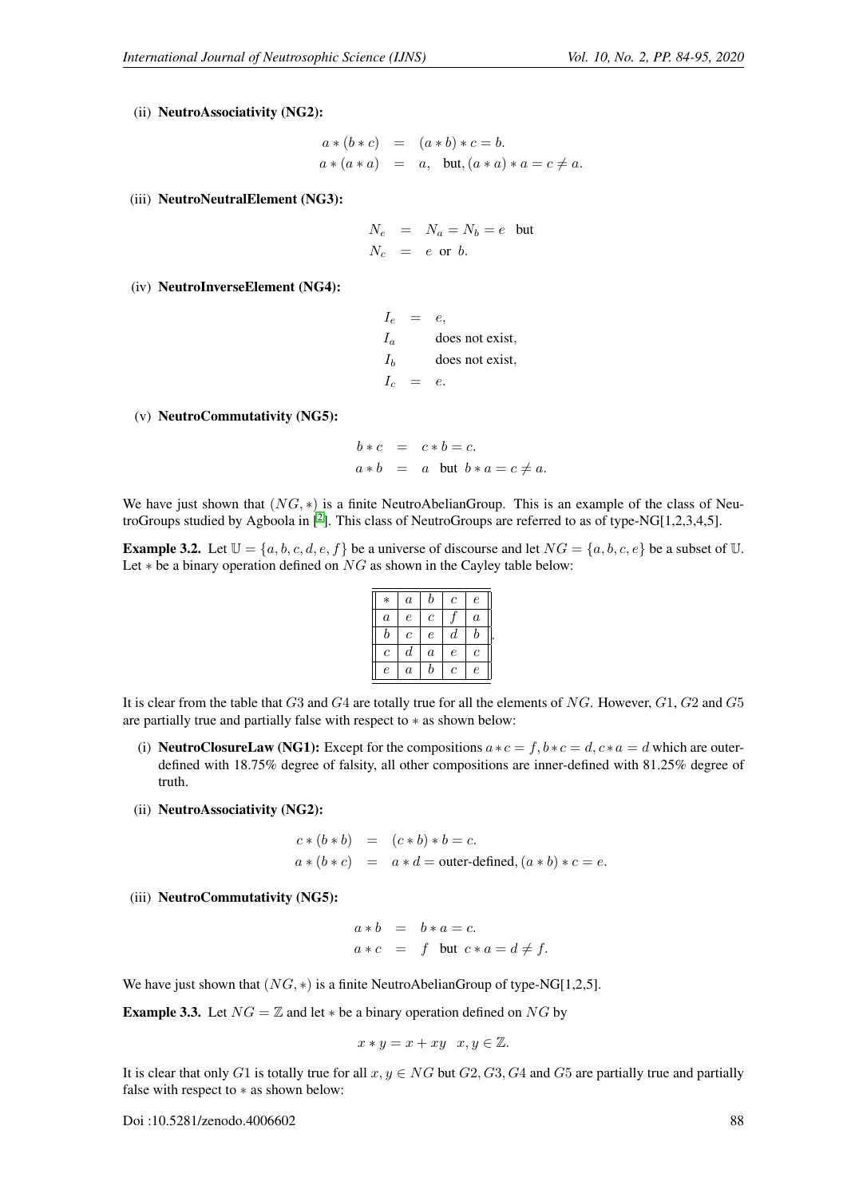(ii) **NeutroAssociativity (NG2):**

$$\begin{aligned} a*(b*c) &= (a*b)*c = b. \\ a*(a*a) &= a, \quad \text{but}, (a*a)*a = c \neq a. \end{aligned}$$

(iii) **NeutroNeutralElement (NG3):**

$$\begin{aligned} N_e &= N_a = N_b = e \quad \text{but} \\ N_c &= e \text{ or } b. \end{aligned}$$

(iv) **NeutroInverseElement (NG4):**

$$\begin{aligned} I_e &= e, \\ I_a & \quad \text{does not exist}, \\ I_b & \quad \text{does not exist}, \\ I_c &= e. \end{aligned}$$

(v) **NeutroCommutativity (NG5):**

$$\begin{aligned} b*c &= c*b = c. \\ a*b &= a \quad \text{but} \quad b*a = c \neq a. \end{aligned}$$

We have just shown that $(NG,*)$ is a finite NeutroAbelianGroup. This is an example of the class of NeutroGroups studied by Agboola in [2]. This class of NeutroGroups are referred to as of type-NG[1,2,3,4,5].

**Example 3.2.** Let $\mathbb{U} = \{a,b,c,d,e,f\}$ be a universe of discourse and let $NG = \{a,b,c,e\}$ be a subset of $\mathbb{U}$. Let $*$ be a binary operation defined on $NG$ as shown in the Cayley table below:

| $*$ | $a$ | $b$ | $c$ | $e$ |
|---|---|---|---|---|
| $a$ | $e$ | $c$ | $f$ | $a$ |
| $b$ | $c$ | $e$ | $d$ | $b$ |
| $c$ | $d$ | $a$ | $e$ | $c$ |
| $e$ | $a$ | $b$ | $c$ | $e$ |

It is clear from the table that $G3$ and $G4$ are totally true for all the elements of $NG$. However, $G1$, $G2$ and $G5$ are partially true and partially false with respect to $*$ as shown below:

(i) **NeutroClosureLaw (NG1):** Except for the compositions $a*c = f, b*c = d, c*a = d$ which are outer-defined with 18.75% degree of falsity, all other compositions are inner-defined with 81.25% degree of truth.

(ii) **NeutroAssociativity (NG2):**

$$\begin{aligned} c*(b*b) &= (c*b)*b = c. \\ a*(b*c) &= a*d = \text{outer-defined}, (a*b)*c = e. \end{aligned}$$

(iii) **NeutroCommutativity (NG5):**

$$\begin{aligned} a*b &= b*a = c. \\ a*c &= f \quad \text{but} \quad c*a = d \neq f. \end{aligned}$$

We have just shown that $(NG,*)$ is a finite NeutroAbelianGroup of type-NG[1,2,5].

**Example 3.3.** Let $NG = \mathbb{Z}$ and let $*$ be a binary operation defined on $NG$ by

$$x*y = x + xy \quad x, y \in \mathbb{Z}.$$

It is clear that only $G1$ is totally true for all $x, y \in NG$ but $G2, G3, G4$ and $G5$ are partially true and partially false with respect to $*$ as shown below: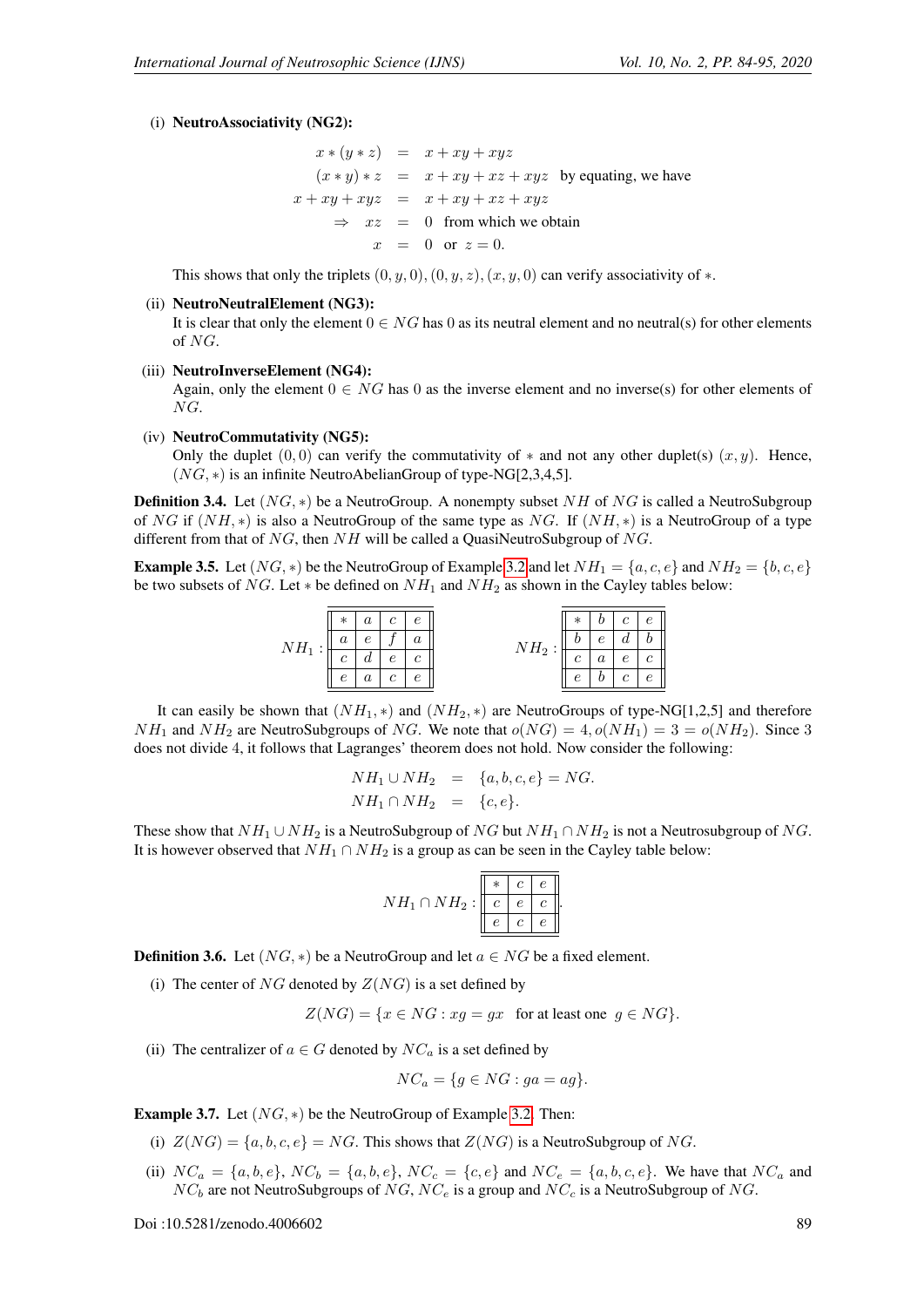(i) **NeutroAssociativity (NG2):**

$$
\begin{aligned}
x * (y * z) &= x + xy + xyz \\
(x * y) * z &= x + xy + xz + xyz \quad \text{by equating, we have} \\
x + xy + xyz &= x + xy + xz + xyz \\
\Rightarrow \quad xz &= 0 \quad \text{from which we obtain} \\
x &= 0 \quad \text{or } z = 0.
\end{aligned}
$$

This shows that only the triplets $(0, y, 0), (0, y, z), (x, y, 0)$ can verify associativity of $*$.

(ii) **NeutroNeutralElement (NG3):**
It is clear that only the element $0 \in NG$ has $0$ as its neutral element and no neutral(s) for other elements of $NG$.

(iii) **NeutroInverseElement (NG4):**
Again, only the element $0 \in NG$ has $0$ as the inverse element and no inverse(s) for other elements of $NG$.

(iv) **NeutroCommutativity (NG5):**
Only the duplet $(0, 0)$ can verify the commutativity of $*$ and not any other duplet(s) $(x, y)$. Hence, $(NG, *)$ is an infinite NeutroAbelianGroup of type-NG[2,3,4,5].

**Definition 3.4.** Let $(NG, *)$ be a NeutroGroup. A nonempty subset $NH$ of $NG$ is called a NeutroSubgroup of $NG$ if $(NH, *)$ is also a NeutroGroup of the same type as $NG$. If $(NH, *)$ is a NeutroGroup of a type different from that of $NG$, then $NH$ will be called a QuasiNeutroSubgroup of $NG$.

**Example 3.5.** Let $(NG, *)$ be the NeutroGroup of Example 3.2 and let $NH_1 = \{a, c, e\}$ and $NH_2 = \{b, c, e\}$ be two subsets of $NG$. Let $*$ be defined on $NH_1$ and $NH_2$ as shown in the Cayley tables below:

$NH_1$:

| $*$ | $a$ | $c$ | $e$ |
|---|---|---|---|
| $a$ | $e$ | $f$ | $a$ |
| $c$ | $d$ | $e$ | $c$ |
| $e$ | $a$ | $c$ | $e$ |

$NH_2$:

| $*$ | $b$ | $c$ | $e$ |
|---|---|---|---|
| $b$ | $e$ | $d$ | $b$ |
| $c$ | $a$ | $e$ | $c$ |
| $e$ | $b$ | $c$ | $e$ |

It can easily be shown that $(NH_1, *)$ and $(NH_2, *)$ are NeutroGroups of type-NG[1,2,5] and therefore $NH_1$ and $NH_2$ are NeutroSubgroups of $NG$. We note that $o(NG) = 4, o(NH_1) = 3 = o(NH_2)$. Since 3 does not divide 4, it follows that Lagranges' theorem does not hold. Now consider the following:

$$
\begin{aligned}
NH_1 \cup NH_2 &= \{a, b, c, e\} = NG. \\
NH_1 \cap NH_2 &= \{c, e\}.
\end{aligned}
$$

These show that $NH_1 \cup NH_2$ is a NeutroSubgroup of $NG$ but $NH_1 \cap NH_2$ is not a Neutrosubgroup of $NG$. It is however observed that $NH_1 \cap NH_2$ is a group as can be seen in the Cayley table below:

$NH_1 \cap NH_2$:

| $*$ | $c$ | $e$ |
|---|---|---|
| $c$ | $e$ | $c$ |
| $e$ | $c$ | $e$ |

**Definition 3.6.** Let $(NG, *)$ be a NeutroGroup and let $a \in NG$ be a fixed element.

(i) The center of $NG$ denoted by $Z(NG)$ is a set defined by

$$Z(NG) = \{x \in NG : xg = gx \quad \text{for at least one } \; g \in NG\}.$$

(ii) The centralizer of $a \in G$ denoted by $NC_a$ is a set defined by

$$NC_a = \{g \in NG : ga = ag\}.$$

**Example 3.7.** Let $(NG, *)$ be the NeutroGroup of Example 3.2. Then:

(i) $Z(NG) = \{a, b, c, e\} = NG$. This shows that $Z(NG)$ is a NeutroSubgroup of $NG$.

(ii) $NC_a = \{a, b, e\}$, $NC_b = \{a, b, e\}$, $NC_c = \{c, e\}$ and $NC_e = \{a, b, c, e\}$. We have that $NC_a$ and $NC_b$ are not NeutroSubgroups of $NG$, $NC_e$ is a group and $NC_c$ is a NeutroSubgroup of $NG$.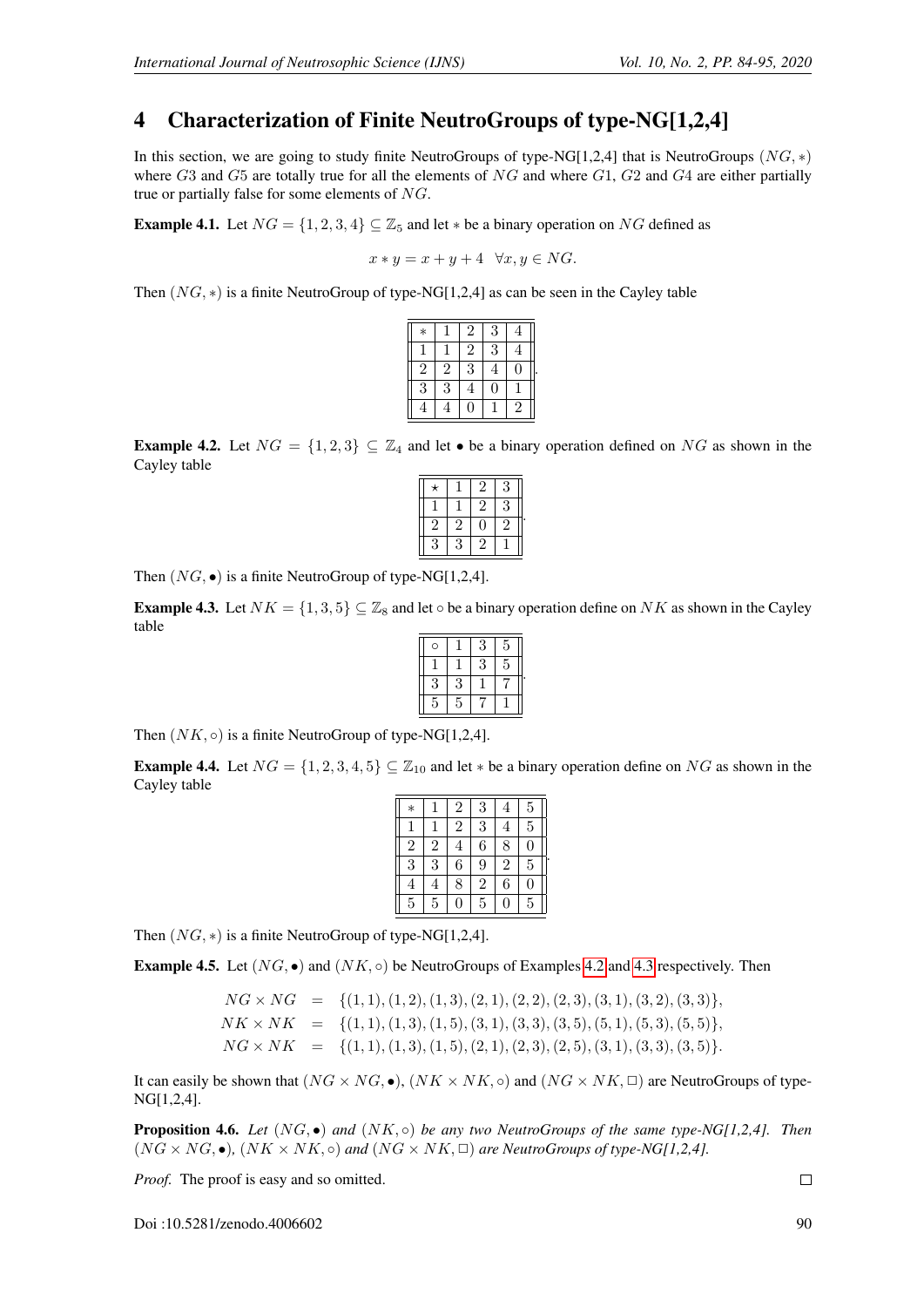## 4 Characterization of Finite NeutroGroups of type-NG[1,2,4]

In this section, we are going to study finite NeutroGroups of type-NG[1,2,4] that is NeutroGroups $(NG, *)$ where $G3$ and $G5$ are totally true for all the elements of $NG$ and where $G1$, $G2$ and $G4$ are either partially true or partially false for some elements of $NG$.

**Example 4.1.** Let $NG = \{1, 2, 3, 4\} \subseteq \mathbb{Z}_5$ and let $*$ be a binary operation on $NG$ defined as

$$x * y = x + y + 4 \quad \forall x, y \in NG.$$

Then $(NG, *)$ is a finite NeutroGroup of type-NG[1,2,4] as can be seen in the Cayley table

| $*$ | 1 | 2 | 3 | 4 |
|---|---|---|---|---|
| 1 | 1 | 2 | 3 | 4 |
| 2 | 2 | 3 | 4 | 0 |
| 3 | 3 | 4 | 0 | 1 |
| 4 | 4 | 0 | 1 | 2 |

**Example 4.2.** Let $NG = \{1, 2, 3\} \subseteq \mathbb{Z}_4$ and let $\bullet$ be a binary operation defined on $NG$ as shown in the Cayley table

| $\star$ | 1 | 2 | 3 |
|---|---|---|---|
| 1 | 1 | 2 | 3 |
| 2 | 2 | 0 | 2 |
| 3 | 3 | 2 | 1 |

Then $(NG, \bullet)$ is a finite NeutroGroup of type-NG[1,2,4].

**Example 4.3.** Let $NK = \{1, 3, 5\} \subseteq \mathbb{Z}_8$ and let $\circ$ be a binary operation define on $NK$ as shown in the Cayley table

| $\circ$ | 1 | 3 | 5 |
|---|---|---|---|
| 1 | 1 | 3 | 5 |
| 3 | 3 | 1 | 7 |
| 5 | 5 | 7 | 1 |

Then $(NK, \circ)$ is a finite NeutroGroup of type-NG[1,2,4].

**Example 4.4.** Let $NG = \{1, 2, 3, 4, 5\} \subseteq \mathbb{Z}_{10}$ and let $*$ be a binary operation define on $NG$ as shown in the Cayley table

| $*$ | 1 | 2 | 3 | 4 | 5 |
|---|---|---|---|---|---|
| 1 | 1 | 2 | 3 | 4 | 5 |
| 2 | 2 | 4 | 6 | 8 | 0 |
| 3 | 3 | 6 | 9 | 2 | 5 |
| 4 | 4 | 8 | 2 | 6 | 0 |
| 5 | 5 | 0 | 5 | 0 | 5 |

Then $(NG, *)$ is a finite NeutroGroup of type-NG[1,2,4].

**Example 4.5.** Let $(NG, \bullet)$ and $(NK, \circ)$ be NeutroGroups of Examples 4.2 and 4.3 respectively. Then

$$\begin{aligned}
NG \times NG &= \{(1,1), (1,2), (1,3), (2,1), (2,2), (2,3), (3,1), (3,2), (3,3)\}, \\
NK \times NK &= \{(1,1), (1,3), (1,5), (3,1), (3,3), (3,5), (5,1), (5,3), (5,5)\}, \\
NG \times NK &= \{(1,1), (1,3), (1,5), (2,1), (2,3), (2,5), (3,1), (3,3), (3,5)\}.
\end{aligned}$$

It can easily be shown that $(NG \times NG, \bullet)$, $(NK \times NK, \circ)$ and $(NG \times NK, \square)$ are NeutroGroups of type-NG[1,2,4].

**Proposition 4.6.** *Let $(NG, \bullet)$ and $(NK, \circ)$ be any two NeutroGroups of the same type-NG[1,2,4]. Then $(NG \times NG, \bullet)$, $(NK \times NK, \circ)$ and $(NG \times NK, \square)$ are NeutroGroups of type-NG[1,2,4].*

*Proof.* The proof is easy and so omitted. □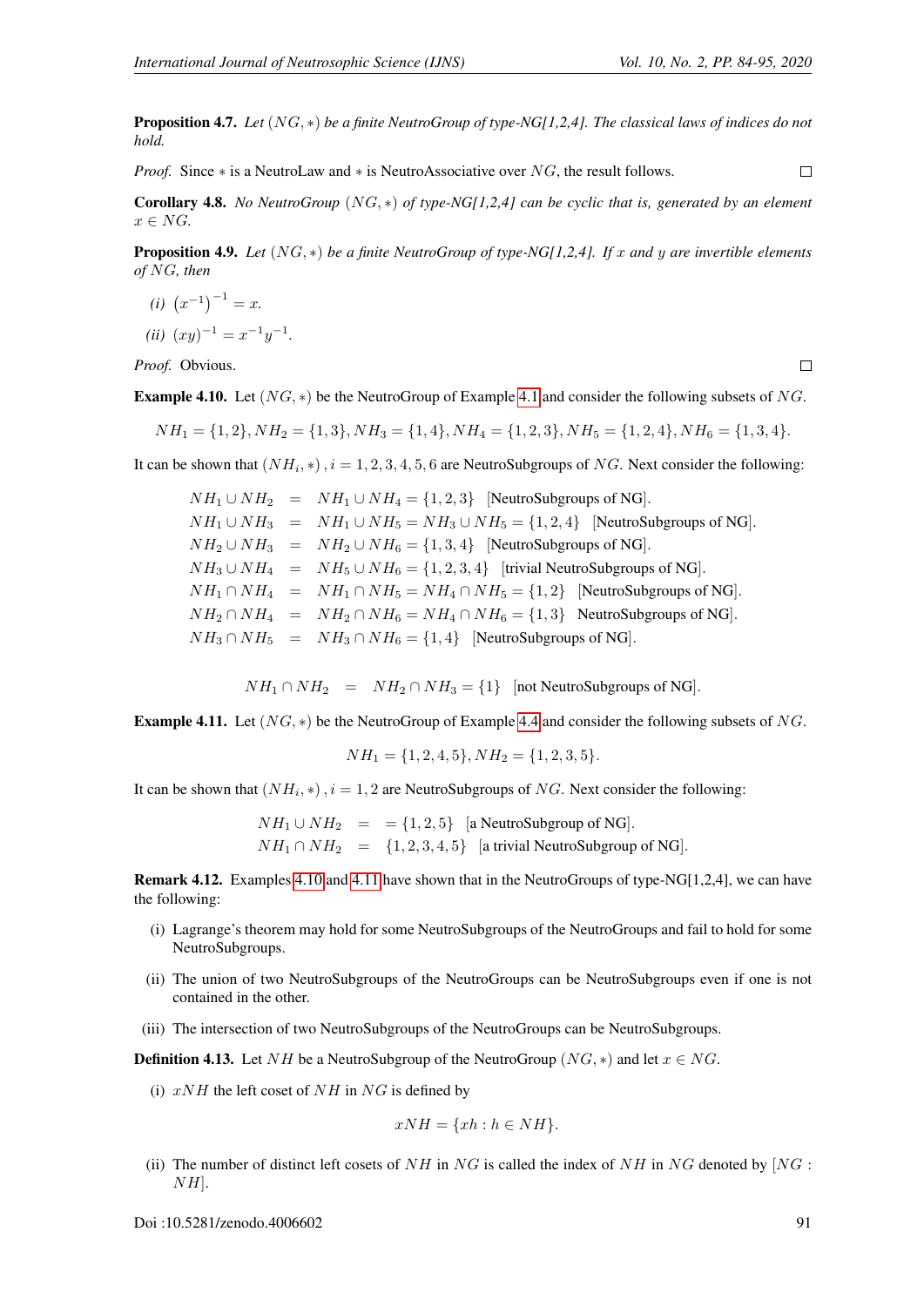**Proposition 4.7.** *Let $(NG, *)$ be a finite NeutroGroup of type-NG[1,2,4]. The classical laws of indices do not hold.*

*Proof.* Since $*$ is a NeutroLaw and $*$ is NeutroAssociative over $NG$, the result follows. □

**Corollary 4.8.** *No NeutroGroup $(NG, *)$ of type-NG[1,2,4] can be cyclic that is, generated by an element $x \in NG$.*

**Proposition 4.9.** *Let $(NG, *)$ be a finite NeutroGroup of type-NG[1,2,4]. If $x$ and $y$ are invertible elements of $NG$, then*

*(i)* $\left(x^{-1}\right)^{-1} = x$.

*(ii)* $(xy)^{-1} = x^{-1}y^{-1}$.

*Proof.* Obvious. □

**Example 4.10.** Let $(NG, *)$ be the NeutroGroup of Example 4.1 and consider the following subsets of $NG$.

$$NH_1 = \{1,2\}, NH_2 = \{1,3\}, NH_3 = \{1,4\}, NH_4 = \{1,2,3\}, NH_5 = \{1,2,4\}, NH_6 = \{1,3,4\}.$$

It can be shown that $(NH_i, *)$, $i = 1,2,3,4,5,6$ are NeutroSubgroups of $NG$. Next consider the following:

$$
\begin{aligned}
NH_1 \cup NH_2 &= NH_1 \cup NH_4 = \{1,2,3\} \quad \text{[NeutroSubgroups of NG]}.\\
NH_1 \cup NH_3 &= NH_1 \cup NH_5 = NH_3 \cup NH_5 = \{1,2,4\} \quad \text{[NeutroSubgroups of NG]}.\\
NH_2 \cup NH_3 &= NH_2 \cup NH_6 = \{1,3,4\} \quad \text{[NeutroSubgroups of NG]}.\\
NH_3 \cup NH_4 &= NH_5 \cup NH_6 = \{1,2,3,4\} \quad \text{[trivial NeutroSubgroups of NG]}.\\
NH_1 \cap NH_4 &= NH_1 \cap NH_5 = NH_4 \cap NH_5 = \{1,2\} \quad \text{[NeutroSubgroups of NG]}.\\
NH_2 \cap NH_4 &= NH_2 \cap NH_6 = NH_4 \cap NH_6 = \{1,3\} \quad \text{NeutroSubgroups of NG]}.\\
NH_3 \cap NH_5 &= NH_3 \cap NH_6 = \{1,4\} \quad \text{[NeutroSubgroups of NG]}.
\end{aligned}
$$

$$NH_1 \cap NH_2 = NH_2 \cap NH_3 = \{1\} \quad \text{[not NeutroSubgroups of NG]}.$$

**Example 4.11.** Let $(NG, *)$ be the NeutroGroup of Example 4.4 and consider the following subsets of $NG$.

$$NH_1 = \{1,2,4,5\}, NH_2 = \{1,2,3,5\}.$$

It can be shown that $(NH_i, *)$, $i = 1,2$ are NeutroSubgroups of $NG$. Next consider the following:

$$
\begin{aligned}
NH_1 \cup NH_2 &= \, = \{1,2,5\} \quad \text{[a NeutroSubgroup of NG]}.\\
NH_1 \cap NH_2 &= \{1,2,3,4,5\} \quad \text{[a trivial NeutroSubgroup of NG]}.
\end{aligned}
$$

**Remark 4.12.** Examples 4.10 and 4.11 have shown that in the NeutroGroups of type-NG[1,2,4], we can have the following:

(i) Lagrange's theorem may hold for some NeutroSubgroups of the NeutroGroups and fail to hold for some NeutroSubgroups.

(ii) The union of two NeutroSubgroups of the NeutroGroups can be NeutroSubgroups even if one is not contained in the other.

(iii) The intersection of two NeutroSubgroups of the NeutroGroups can be NeutroSubgroups.

**Definition 4.13.** Let $NH$ be a NeutroSubgroup of the NeutroGroup $(NG, *)$ and let $x \in NG$.

(i) $xNH$ the left coset of $NH$ in $NG$ is defined by

$$xNH = \{xh : h \in NH\}.$$

(ii) The number of distinct left cosets of $NH$ in $NG$ is called the index of $NH$ in $NG$ denoted by $[NG : NH]$.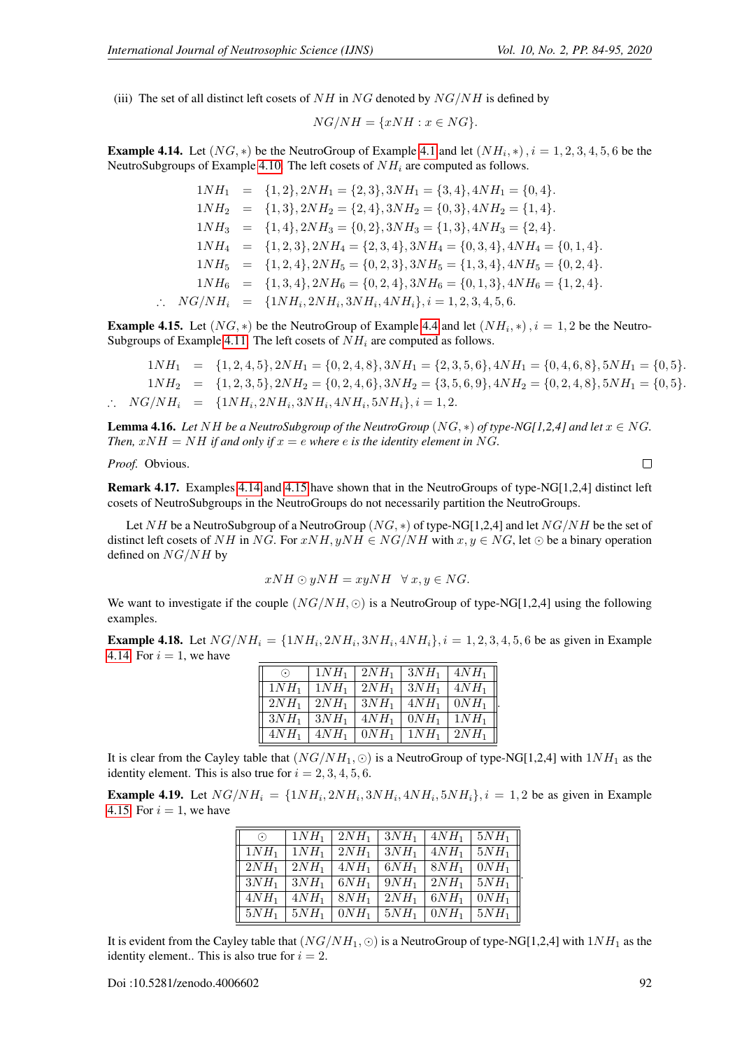(iii) The set of all distinct left cosets of $NH$ in $NG$ denoted by $NG/NH$ is defined by

$$NG/NH = \{xNH : x \in NG\}.$$

**Example 4.14.** Let $(NG, *)$ be the NeutroGroup of Example 4.1 and let $(NH_i, *)$, $i = 1, 2, 3, 4, 5, 6$ be the NeutroSubgroups of Example 4.10. The left cosets of $NH_i$ are computed as follows.

$$\begin{aligned}
1NH_1 &= \{1,2\}, 2NH_1 = \{2,3\}, 3NH_1 = \{3,4\}, 4NH_1 = \{0,4\}.\\
1NH_2 &= \{1,3\}, 2NH_2 = \{2,4\}, 3NH_2 = \{0,3\}, 4NH_2 = \{1,4\}.\\
1NH_3 &= \{1,4\}, 2NH_3 = \{0,2\}, 3NH_3 = \{1,3\}, 4NH_3 = \{2,4\}.\\
1NH_4 &= \{1,2,3\}, 2NH_4 = \{2,3,4\}, 3NH_4 = \{0,3,4\}, 4NH_4 = \{0,1,4\}.\\
1NH_5 &= \{1,2,4\}, 2NH_5 = \{0,2,3\}, 3NH_5 = \{1,3,4\}, 4NH_5 = \{0,2,4\}.\\
1NH_6 &= \{1,3,4\}, 2NH_6 = \{0,2,4\}, 3NH_6 = \{0,1,3\}, 4NH_6 = \{1,2,4\}.\\
\therefore \quad NG/NH_i &= \{1NH_i, 2NH_i, 3NH_i, 4NH_i\}, i = 1,2,3,4,5,6.
\end{aligned}$$

**Example 4.15.** Let $(NG, *)$ be the NeutroGroup of Example 4.4 and let $(NH_i, *)$, $i = 1, 2$ be the NeutroSubgroups of Example 4.11. The left cosets of $NH_i$ are computed as follows.

$$\begin{aligned}
1NH_1 &= \{1,2,4,5\}, 2NH_1 = \{0,2,4,8\}, 3NH_1 = \{2,3,5,6\}, 4NH_1 = \{0,4,6,8\}, 5NH_1 = \{0,5\}.\\
1NH_2 &= \{1,2,3,5\}, 2NH_2 = \{0,2,4,6\}, 3NH_2 = \{3,5,6,9\}, 4NH_2 = \{0,2,4,8\}, 5NH_1 = \{0,5\}.\\
\therefore \quad NG/NH_i &= \{1NH_i, 2NH_i, 3NH_i, 4NH_i, 5NH_i\}, i = 1,2.
\end{aligned}$$

**Lemma 4.16.** *Let $NH$ be a NeutroSubgroup of the NeutroGroup $(NG, *)$ of type-NG[1,2,4] and let $x \in NG$. Then, $xNH = NH$ if and only if $x = e$ where $e$ is the identity element in $NG$.*

*Proof.* Obvious. □

**Remark 4.17.** Examples 4.14 and 4.15 have shown that in the NeutroGroups of type-NG[1,2,4] distinct left cosets of NeutroSubgroups in the NeutroGroups do not necessarily partition the NeutroGroups.

Let $NH$ be a NeutroSubgroup of a NeutroGroup $(NG, *)$ of type-NG[1,2,4] and let $NG/NH$ be the set of distinct left cosets of $NH$ in $NG$. For $xNH, yNH \in NG/NH$ with $x, y \in NG$, let $\odot$ be a binary operation defined on $NG/NH$ by

$$xNH \odot yNH = xyNH \quad \forall\, x, y \in NG.$$

We want to investigate if the couple $(NG/NH, \odot)$ is a NeutroGroup of type-NG[1,2,4] using the following examples.

**Example 4.18.** Let $NG/NH_i = \{1NH_i, 2NH_i, 3NH_i, 4NH_i\}, i = 1, 2, 3, 4, 5, 6$ be as given in Example 4.14. For $i = 1$, we have

| $\odot$ | $1NH_1$ | $2NH_1$ | $3NH_1$ | $4NH_1$ |
|---|---|---|---|---|
| $1NH_1$ | $1NH_1$ | $2NH_1$ | $3NH_1$ | $4NH_1$ |
| $2NH_1$ | $2NH_1$ | $3NH_1$ | $4NH_1$ | $0NH_1$ |
| $3NH_1$ | $3NH_1$ | $4NH_1$ | $0NH_1$ | $1NH_1$ |
| $4NH_1$ | $4NH_1$ | $0NH_1$ | $1NH_1$ | $2NH_1$ |

It is clear from the Cayley table that $(NG/NH_1, \odot)$ is a NeutroGroup of type-NG[1,2,4] with $1NH_1$ as the identity element. This is also true for $i = 2, 3, 4, 5, 6$.

**Example 4.19.** Let $NG/NH_i = \{1NH_i, 2NH_i, 3NH_i, 4NH_i, 5NH_i\}, i = 1, 2$ be as given in Example 4.15. For $i = 1$, we have

| $\odot$ | $1NH_1$ | $2NH_1$ | $3NH_1$ | $4NH_1$ | $5NH_1$ |
|---|---|---|---|---|---|
| $1NH_1$ | $1NH_1$ | $2NH_1$ | $3NH_1$ | $4NH_1$ | $5NH_1$ |
| $2NH_1$ | $2NH_1$ | $4NH_1$ | $6NH_1$ | $8NH_1$ | $0NH_1$ |
| $3NH_1$ | $3NH_1$ | $6NH_1$ | $9NH_1$ | $2NH_1$ | $5NH_1$ |
| $4NH_1$ | $4NH_1$ | $8NH_1$ | $2NH_1$ | $6NH_1$ | $0NH_1$ |
| $5NH_1$ | $5NH_1$ | $0NH_1$ | $5NH_1$ | $0NH_1$ | $5NH_1$ |

It is evident from the Cayley table that $(NG/NH_1, \odot)$ is a NeutroGroup of type-NG[1,2,4] with $1NH_1$ as the identity element.. This is also true for $i = 2$.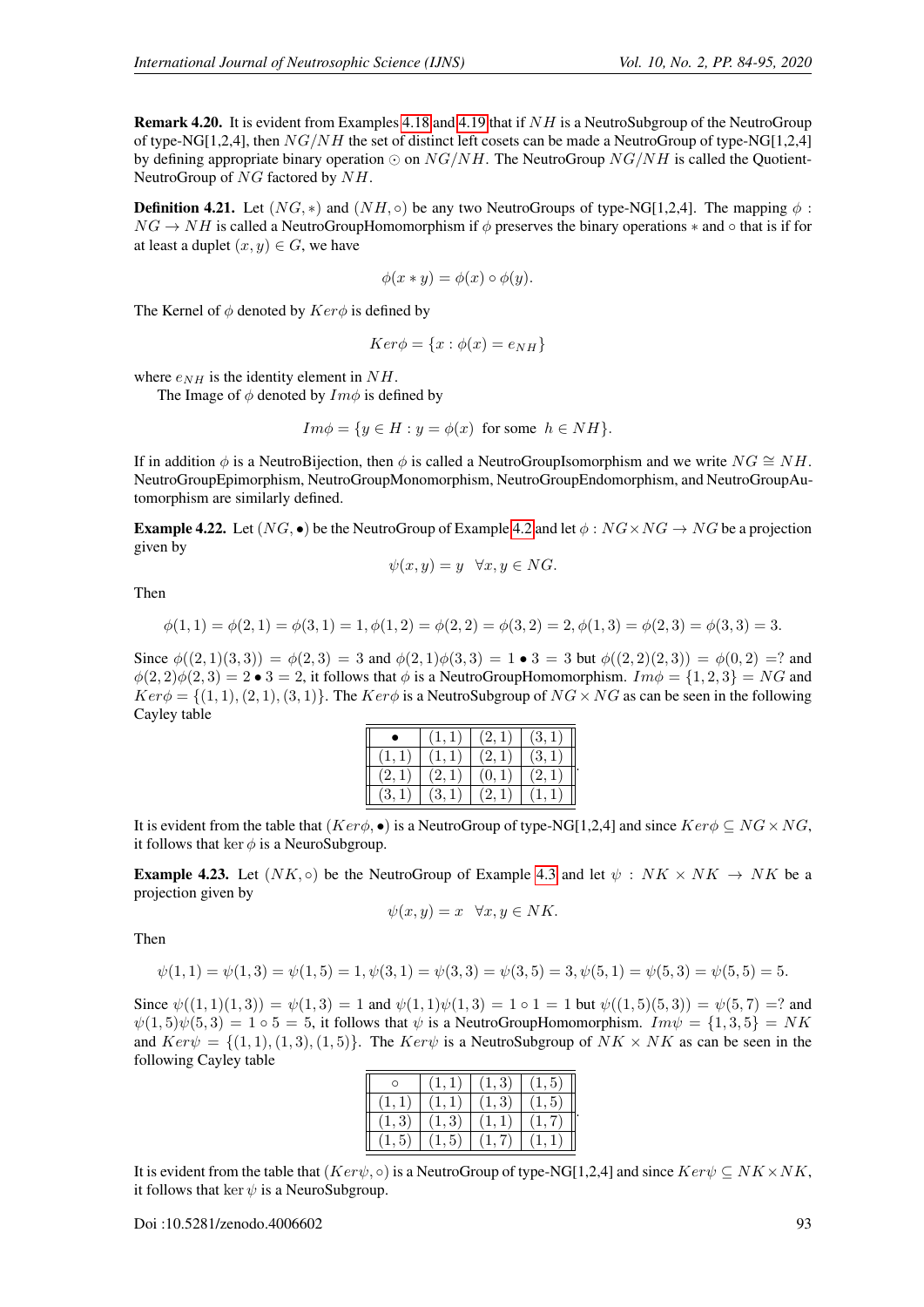**Remark 4.20.** It is evident from Examples 4.18 and 4.19 that if $NH$ is a NeutroSubgroup of the NeutroGroup of type-NG[1,2,4], then $NG/NH$ the set of distinct left cosets can be made a NeutroGroup of type-NG[1,2,4] by defining appropriate binary operation $\odot$ on $NG/NH$. The NeutroGroup $NG/NH$ is called the Quotient-NeutroGroup of $NG$ factored by $NH$.

**Definition 4.21.** Let $(NG, *)$ and $(NH, \circ)$ be any two NeutroGroups of type-NG[1,2,4]. The mapping $\phi : NG \to NH$ is called a NeutroGroupHomomorphism if $\phi$ preserves the binary operations $*$ and $\circ$ that is if for at least a duplet $(x, y) \in G$, we have

$$\phi(x * y) = \phi(x) \circ \phi(y).$$

The Kernel of $\phi$ denoted by $Ker\phi$ is defined by

$$Ker\phi = \{x : \phi(x) = e_{NH}\}$$

where $e_{NH}$ is the identity element in $NH$.

The Image of $\phi$ denoted by $Im\phi$ is defined by

$$Im\phi = \{y \in H : y = \phi(x) \ \text{ for some } \ h \in NH\}.$$

If in addition $\phi$ is a NeutroBijection, then $\phi$ is called a NeutroGroupIsomorphism and we write $NG \cong NH$. NeutroGroupEpimorphism, NeutroGroupMonomorphism, NeutroGroupEndomorphism, and NeutroGroupAutomorphism are similarly defined.

**Example 4.22.** Let $(NG, \bullet)$ be the NeutroGroup of Example 4.2 and let $\phi : NG \times NG \to NG$ be a projection given by

$$\psi(x, y) = y \quad \forall x, y \in NG.$$

Then

$$\phi(1, 1) = \phi(2, 1) = \phi(3, 1) = 1, \phi(1, 2) = \phi(2, 2) = \phi(3, 2) = 2, \phi(1, 3) = \phi(2, 3) = \phi(3, 3) = 3.$$

Since $\phi((2, 1)(3, 3)) = \phi(2, 3) = 3$ and $\phi(2, 1)\phi(3, 3) = 1 \bullet 3 = 3$ but $\phi((2, 2)(2, 3)) = \phi(0, 2) =?$ and $\phi(2, 2)\phi(2, 3) = 2 \bullet 3 = 2$, it follows that $\phi$ is a NeutroGroupHomomorphism. $Im\phi = \{1, 2, 3\} = NG$ and $Ker\phi = \{(1, 1), (2, 1), (3, 1)\}$. The $Ker\phi$ is a NeutroSubgroup of $NG \times NG$ as can be seen in the following Cayley table

| $\bullet$ | $(1,1)$ | $(2,1)$ | $(3,1)$ |
|---|---|---|---|
| $(1,1)$ | $(1,1)$ | $(2,1)$ | $(3,1)$ |
| $(2,1)$ | $(2,1)$ | $(0,1)$ | $(2,1)$ |
| $(3,1)$ | $(3,1)$ | $(2,1)$ | $(1,1)$ |

It is evident from the table that $(Ker\phi, \bullet)$ is a NeutroGroup of type-NG[1,2,4] and since $Ker\phi \subseteq NG \times NG$, it follows that $\ker \phi$ is a NeuroSubgroup.

**Example 4.23.** Let $(NK, \circ)$ be the NeutroGroup of Example 4.3 and let $\psi : NK \times NK \to NK$ be a projection given by

$$\psi(x, y) = x \quad \forall x, y \in NK.$$

Then

$$\psi(1, 1) = \psi(1, 3) = \psi(1, 5) = 1, \psi(3, 1) = \psi(3, 3) = \psi(3, 5) = 3, \psi(5, 1) = \psi(5, 3) = \psi(5, 5) = 5.$$

Since $\psi((1, 1)(1, 3)) = \psi(1, 3) = 1$ and $\psi(1, 1)\psi(1, 3) = 1 \circ 1 = 1$ but $\psi((1, 5)(5, 3)) = \psi(5, 7) =?$ and $\psi(1, 5)\psi(5, 3) = 1 \circ 5 = 5$, it follows that $\psi$ is a NeutroGroupHomomorphism. $Im\psi = \{1, 3, 5\} = NK$ and $Ker\psi = \{(1, 1), (1, 3), (1, 5)\}$. The $Ker\psi$ is a NeutroSubgroup of $NK \times NK$ as can be seen in the following Cayley table

| $\circ$ | $(1,1)$ | $(1,3)$ | $(1,5)$ |
|---|---|---|---|
| $(1,1)$ | $(1,1)$ | $(1,3)$ | $(1,5)$ |
| $(1,3)$ | $(1,3)$ | $(1,1)$ | $(1,7)$ |
| $(1,5)$ | $(1,5)$ | $(1,7)$ | $(1,1)$ |

It is evident from the table that $(Ker\psi, \circ)$ is a NeutroGroup of type-NG[1,2,4] and since $Ker\psi \subseteq NK \times NK$, it follows that $\ker \psi$ is a NeuroSubgroup.

Doi :10.5281/zenodo.4006602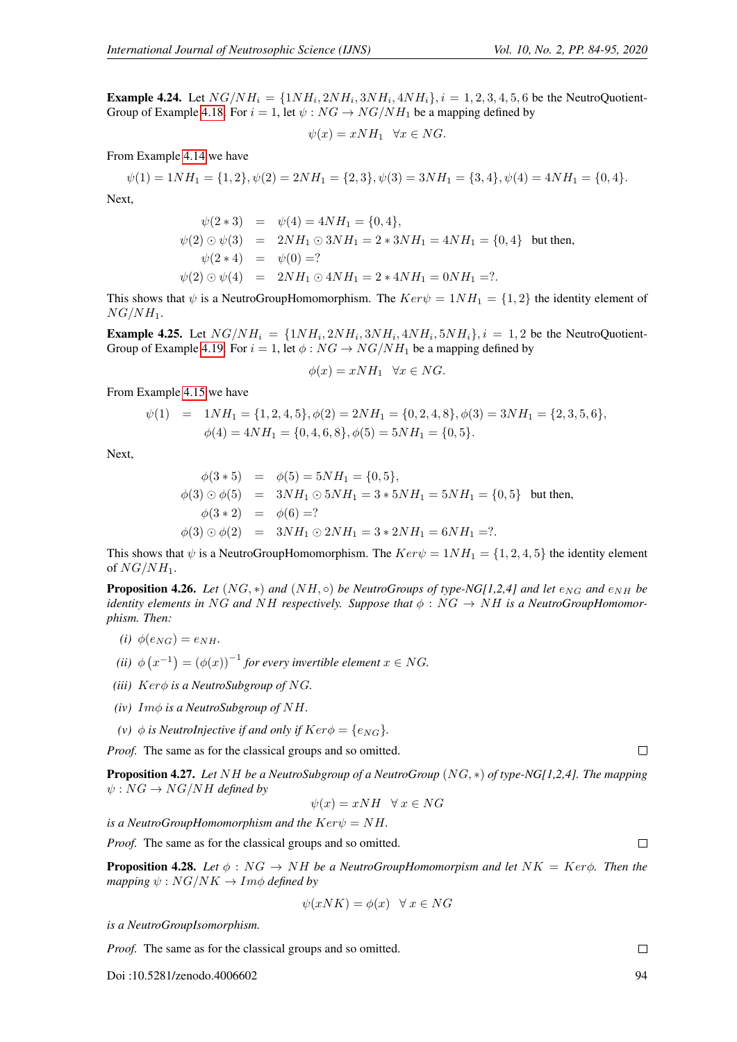**Example 4.24.** Let $NG/NH_i = \{1NH_i, 2NH_i, 3NH_i, 4NH_i\}, i = 1, 2, 3, 4, 5, 6$ be the NeutroQuotientGroup of Example 4.18. For $i = 1$, let $\psi : NG \to NG/NH_1$ be a mapping defined by

$$\psi(x) = xNH_1 \quad \forall x \in NG.$$

From Example 4.14 we have

$$\psi(1) = 1NH_1 = \{1, 2\}, \psi(2) = 2NH_1 = \{2, 3\}, \psi(3) = 3NH_1 = \{3, 4\}, \psi(4) = 4NH_1 = \{0, 4\}.$$

Next,

$$\begin{aligned}
\psi(2 * 3) &= \psi(4) = 4NH_1 = \{0, 4\}, \\
\psi(2) \odot \psi(3) &= 2NH_1 \odot 3NH_1 = 2 * 3NH_1 = 4NH_1 = \{0, 4\} \quad \text{but then,} \\
\psi(2 * 4) &= \psi(0) = ? \\
\psi(2) \odot \psi(4) &= 2NH_1 \odot 4NH_1 = 2 * 4NH_1 = 0NH_1 = ?.
\end{aligned}$$

This shows that $\psi$ is a NeutroGroupHomomorphism. The $Ker\psi = 1NH_1 = \{1, 2\}$ the identity element of $NG/NH_1$.

**Example 4.25.** Let $NG/NH_i = \{1NH_i, 2NH_i, 3NH_i, 4NH_i, 5NH_i\}, i = 1, 2$ be the NeutroQuotientGroup of Example 4.19. For $i = 1$, let $\phi : NG \to NG/NH_1$ be a mapping defined by

$$\phi(x) = xNH_1 \quad \forall x \in NG.$$

From Example 4.15 we have

$$\begin{aligned}
\psi(1) &= 1NH_1 = \{1, 2, 4, 5\}, \phi(2) = 2NH_1 = \{0, 2, 4, 8\}, \phi(3) = 3NH_1 = \{2, 3, 5, 6\}, \\
&\phi(4) = 4NH_1 = \{0, 4, 6, 8\}, \phi(5) = 5NH_1 = \{0, 5\}.
\end{aligned}$$

Next,

$$\begin{aligned}
\phi(3 * 5) &= \phi(5) = 5NH_1 = \{0, 5\}, \\
\phi(3) \odot \phi(5) &= 3NH_1 \odot 5NH_1 = 3 * 5NH_1 = 5NH_1 = \{0, 5\} \quad \text{but then,} \\
\phi(3 * 2) &= \phi(6) = ? \\
\phi(3) \odot \phi(2) &= 3NH_1 \odot 2NH_1 = 3 * 2NH_1 = 6NH_1 = ?.
\end{aligned}$$

This shows that $\psi$ is a NeutroGroupHomomorphism. The $Ker\psi = 1NH_1 = \{1, 2, 4, 5\}$ the identity element of $NG/NH_1$.

**Proposition 4.26.** *Let $(NG, *)$ and $(NH, \circ)$ be NeutroGroups of type-NG[1,2,4] and let $e_{NG}$ and $e_{NH}$ be identity elements in $NG$ and $NH$ respectively. Suppose that $\phi : NG \to NH$ is a NeutroGroupHomomorphism. Then:*

*(i)* $\phi(e_{NG}) = e_{NH}$.

*(ii)* $\phi\left(x^{-1}\right) = (\phi(x))^{-1}$ *for every invertible element $x \in NG$.*

*(iii)* *$Ker\phi$ is a NeutroSubgroup of $NG$.*

*(iv)* *$Im\phi$ is a NeutroSubgroup of $NH$.*

*(v)* *$\phi$ is NeutroInjective if and only if $Ker\phi = \{e_{NG}\}$.*

*Proof.* The same as for the classical groups and so omitted. ◻

**Proposition 4.27.** *Let $NH$ be a NeutroSubgroup of a NeutroGroup $(NG, *)$ of type-NG[1,2,4]. The mapping $\psi : NG \to NG/NH$ defined by*

$$\psi(x) = xNH \quad \forall\, x \in NG$$

*is a NeutroGroupHomomorphism and the $Ker\psi = NH$.*

*Proof.* The same as for the classical groups and so omitted. ◻

**Proposition 4.28.** *Let $\phi : NG \to NH$ be a NeutroGroupHomomorpism and let $NK = Ker\phi$. Then the mapping $\psi : NG/NK \to Im\phi$ defined by*

$$\psi(xNK) = \phi(x) \quad \forall\, x \in NG$$

*is a NeutroGroupIsomorphism.*

*Proof.* The same as for the classical groups and so omitted. ◻

Doi :10.5281/zenodo.4006602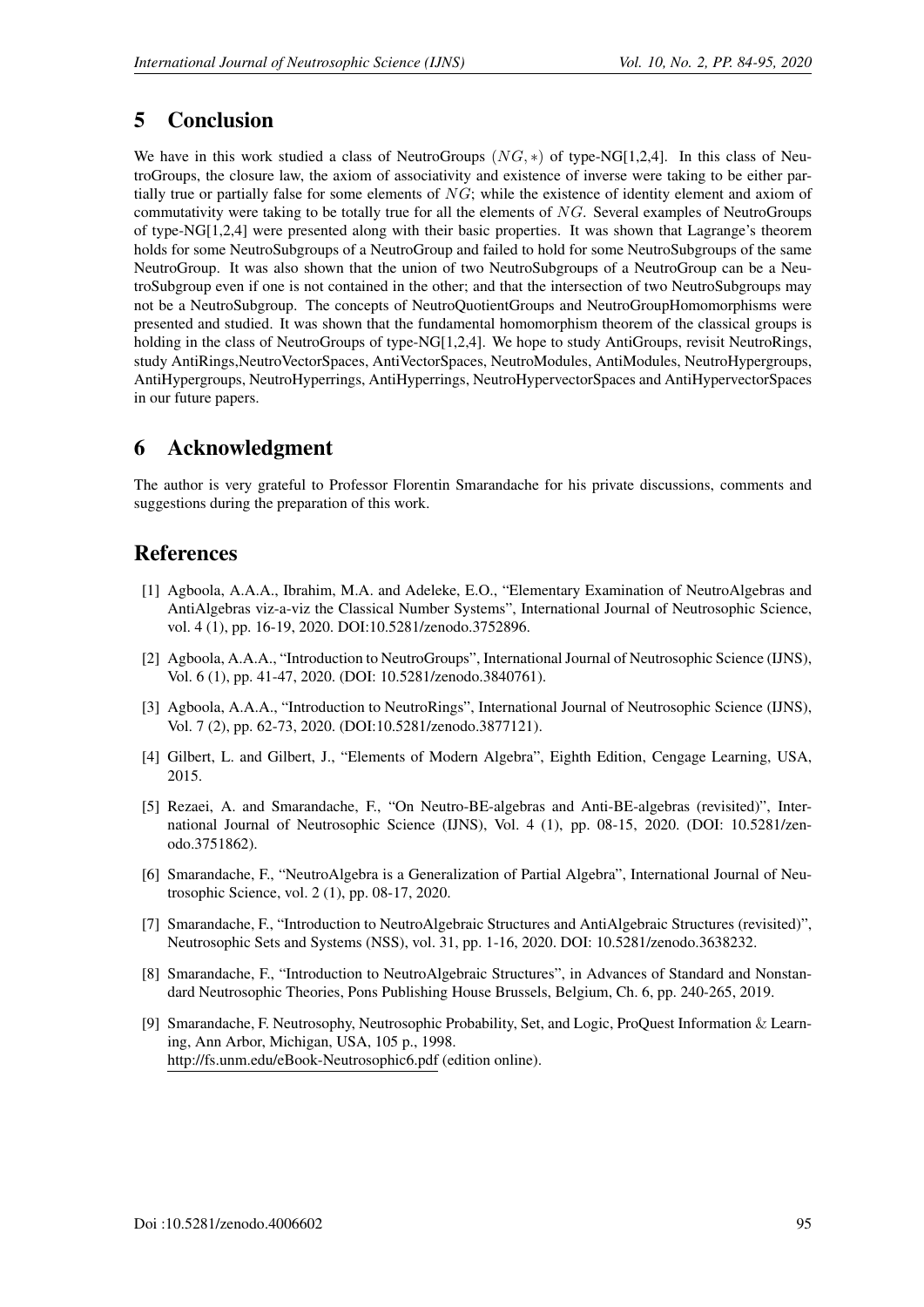## 5 Conclusion

We have in this work studied a class of NeutroGroups $(NG, *)$ of type-NG[1,2,4]. In this class of NeutroGroups, the closure law, the axiom of associativity and existence of inverse were taking to be either partially true or partially false for some elements of $NG$; while the existence of identity element and axiom of commutativity were taking to be totally true for all the elements of $NG$. Several examples of NeutroGroups of type-NG[1,2,4] were presented along with their basic properties. It was shown that Lagrange's theorem holds for some NeutroSubgroups of a NeutroGroup and failed to hold for some NeutroSubgroups of the same NeutroGroup. It was also shown that the union of two NeutroSubgroups of a NeutroGroup can be a NeutroSubgroup even if one is not contained in the other; and that the intersection of two NeutroSubgroups may not be a NeutroSubgroup. The concepts of NeutroQuotientGroups and NeutroGroupHomomorphisms were presented and studied. It was shown that the fundamental homomorphism theorem of the classical groups is holding in the class of NeutroGroups of type-NG[1,2,4]. We hope to study AntiGroups, revisit NeutroRings, study AntiRings,NeutroVectorSpaces, AntiVectorSpaces, NeutroModules, AntiModules, NeutroHypergroups, AntiHypergroups, NeutroHyperrings, AntiHyperrings, NeutroHypervectorSpaces and AntiHypervectorSpaces in our future papers.

## 6 Acknowledgment

The author is very grateful to Professor Florentin Smarandache for his private discussions, comments and suggestions during the preparation of this work.

## References

[1] Agboola, A.A.A., Ibrahim, M.A. and Adeleke, E.O., "Elementary Examination of NeutroAlgebras and AntiAlgebras viz-a-viz the Classical Number Systems", International Journal of Neutrosophic Science, vol. 4 (1), pp. 16-19, 2020. DOI:10.5281/zenodo.3752896.

[2] Agboola, A.A.A., "Introduction to NeutroGroups", International Journal of Neutrosophic Science (IJNS), Vol. 6 (1), pp. 41-47, 2020. (DOI: 10.5281/zenodo.3840761).

[3] Agboola, A.A.A., "Introduction to NeutroRings", International Journal of Neutrosophic Science (IJNS), Vol. 7 (2), pp. 62-73, 2020. (DOI:10.5281/zenodo.3877121).

[4] Gilbert, L. and Gilbert, J., "Elements of Modern Algebra", Eighth Edition, Cengage Learning, USA, 2015.

[5] Rezaei, A. and Smarandache, F., "On Neutro-BE-algebras and Anti-BE-algebras (revisited)", International Journal of Neutrosophic Science (IJNS), Vol. 4 (1), pp. 08-15, 2020. (DOI: 10.5281/zenodo.3751862).

[6] Smarandache, F., "NeutroAlgebra is a Generalization of Partial Algebra", International Journal of Neutrosophic Science, vol. 2 (1), pp. 08-17, 2020.

[7] Smarandache, F., "Introduction to NeutroAlgebraic Structures and AntiAlgebraic Structures (revisited)", Neutrosophic Sets and Systems (NSS), vol. 31, pp. 1-16, 2020. DOI: 10.5281/zenodo.3638232.

[8] Smarandache, F., "Introduction to NeutroAlgebraic Structures", in Advances of Standard and Nonstandard Neutrosophic Theories, Pons Publishing House Brussels, Belgium, Ch. 6, pp. 240-265, 2019.

[9] Smarandache, F. Neutrosophy, Neutrosophic Probability, Set, and Logic, ProQuest Information & Learning, Ann Arbor, Michigan, USA, 105 p., 1998. http://fs.unm.edu/eBook-Neutrosophic6.pdf (edition online).